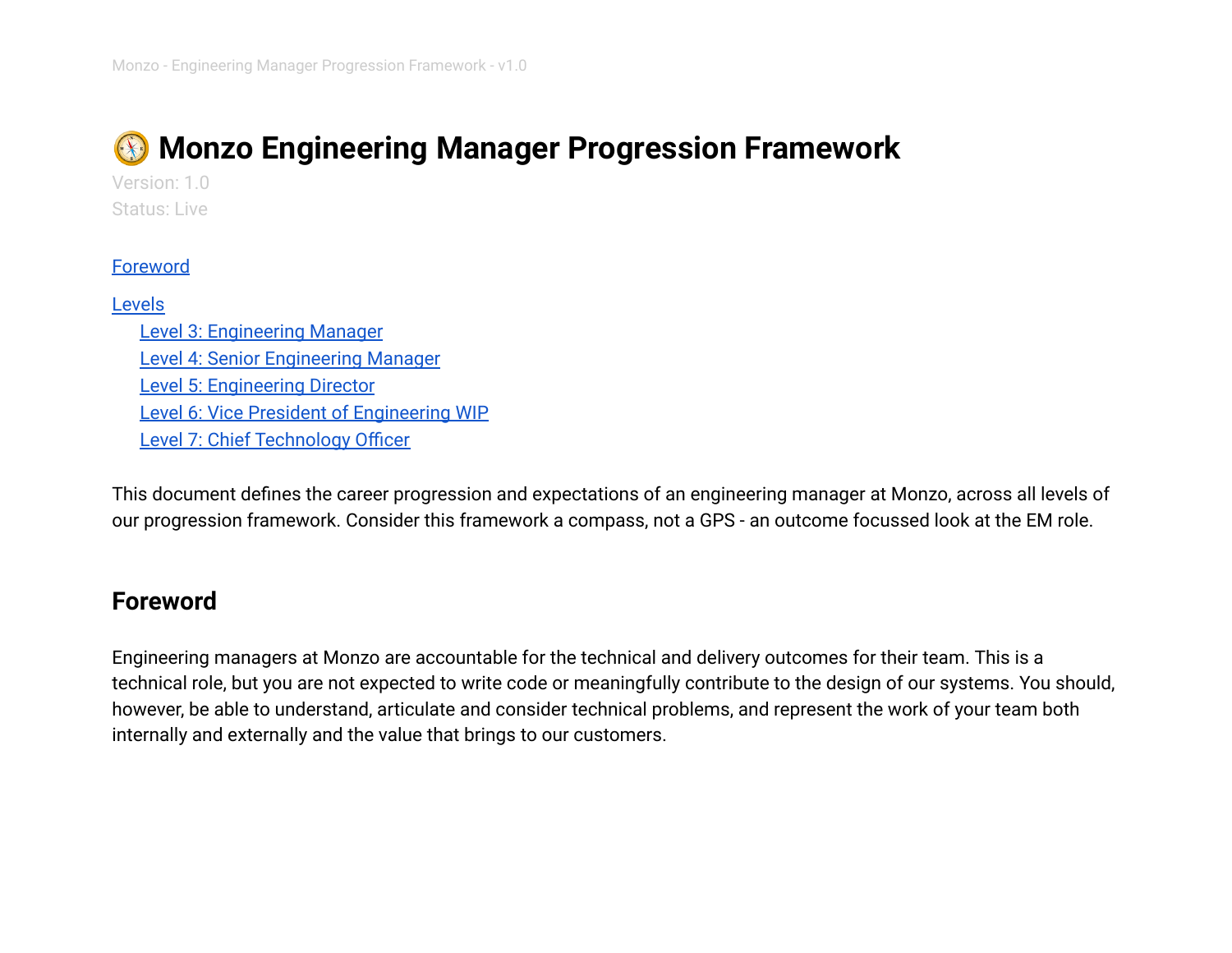# 🧭 Monzo Engineering Manager Progression Framework

Version: 1.0
Status: Live

[Foreword](#foreword)

[Levels](#levels)
- [Level 3: Engineering Manager](#level-3-engineering-manager)
- [Level 4: Senior Engineering Manager](#level-4-senior-engineering-manager)
- [Level 5: Engineering Director](#level-5-engineering-director)
- [Level 6: Vice President of Engineering WIP](#level-6-vice-president-of-engineering-wip)
- [Level 7: Chief Technology Officer](#level-7-chief-technology-officer)

This document defines the career progression and expectations of an engineering manager at Monzo, across all levels of our progression framework. Consider this framework a compass, not a GPS - an outcome focussed look at the EM role.

## Foreword

Engineering managers at Monzo are accountable for the technical and delivery outcomes for their team. This is a technical role, but you are not expected to write code or meaningfully contribute to the design of our systems. You should, however, be able to understand, articulate and consider technical problems, and represent the work of your team both internally and externally and the value that brings to our customers.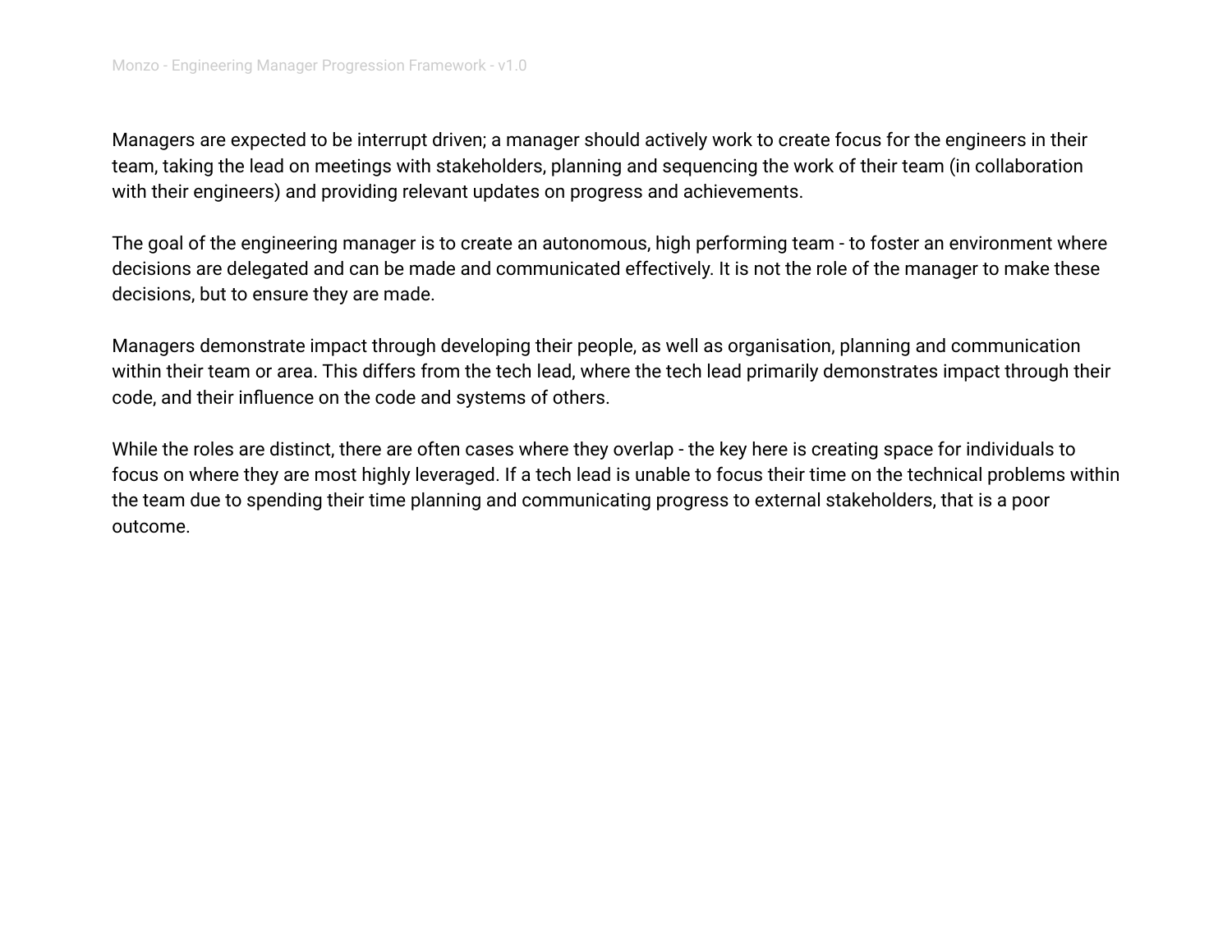Managers are expected to be interrupt driven; a manager should actively work to create focus for the engineers in their team, taking the lead on meetings with stakeholders, planning and sequencing the work of their team (in collaboration with their engineers) and providing relevant updates on progress and achievements.

The goal of the engineering manager is to create an autonomous, high performing team - to foster an environment where decisions are delegated and can be made and communicated effectively. It is not the role of the manager to make these decisions, but to ensure they are made.

Managers demonstrate impact through developing their people, as well as organisation, planning and communication within their team or area. This differs from the tech lead, where the tech lead primarily demonstrates impact through their code, and their influence on the code and systems of others.

While the roles are distinct, there are often cases where they overlap - the key here is creating space for individuals to focus on where they are most highly leveraged. If a tech lead is unable to focus their time on the technical problems within the team due to spending their time planning and communicating progress to external stakeholders, that is a poor outcome.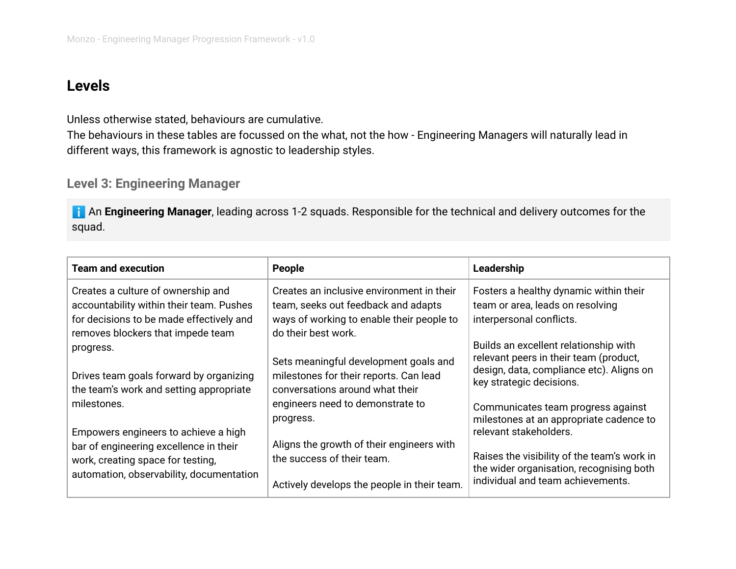## Levels

Unless otherwise stated, behaviours are cumulative.
The behaviours in these tables are focussed on the what, not the how - Engineering Managers will naturally lead in different ways, this framework is agnostic to leadership styles.

### Level 3: Engineering Manager

ℹ️ An **Engineering Manager**, leading across 1-2 squads. Responsible for the technical and delivery outcomes for the squad.

| Team and execution | People | Leadership |
|---|---|---|
| Creates a culture of ownership and accountability within their team. Pushes for decisions to be made effectively and removes blockers that impede team progress.<br><br>Drives team goals forward by organizing the team's work and setting appropriate milestones.<br><br>Empowers engineers to achieve a high bar of engineering excellence in their work, creating space for testing, automation, observability, documentation | Creates an inclusive environment in their team, seeks out feedback and adapts ways of working to enable their people to do their best work.<br><br>Sets meaningful development goals and milestones for their reports. Can lead conversations around what their engineers need to demonstrate to progress.<br><br>Aligns the growth of their engineers with the success of their team.<br><br>Actively develops the people in their team. | Fosters a healthy dynamic within their team or area, leads on resolving interpersonal conflicts.<br><br>Builds an excellent relationship with relevant peers in their team (product, design, data, compliance etc). Aligns on key strategic decisions.<br><br>Communicates team progress against milestones at an appropriate cadence to relevant stakeholders.<br><br>Raises the visibility of the team's work in the wider organisation, recognising both individual and team achievements. |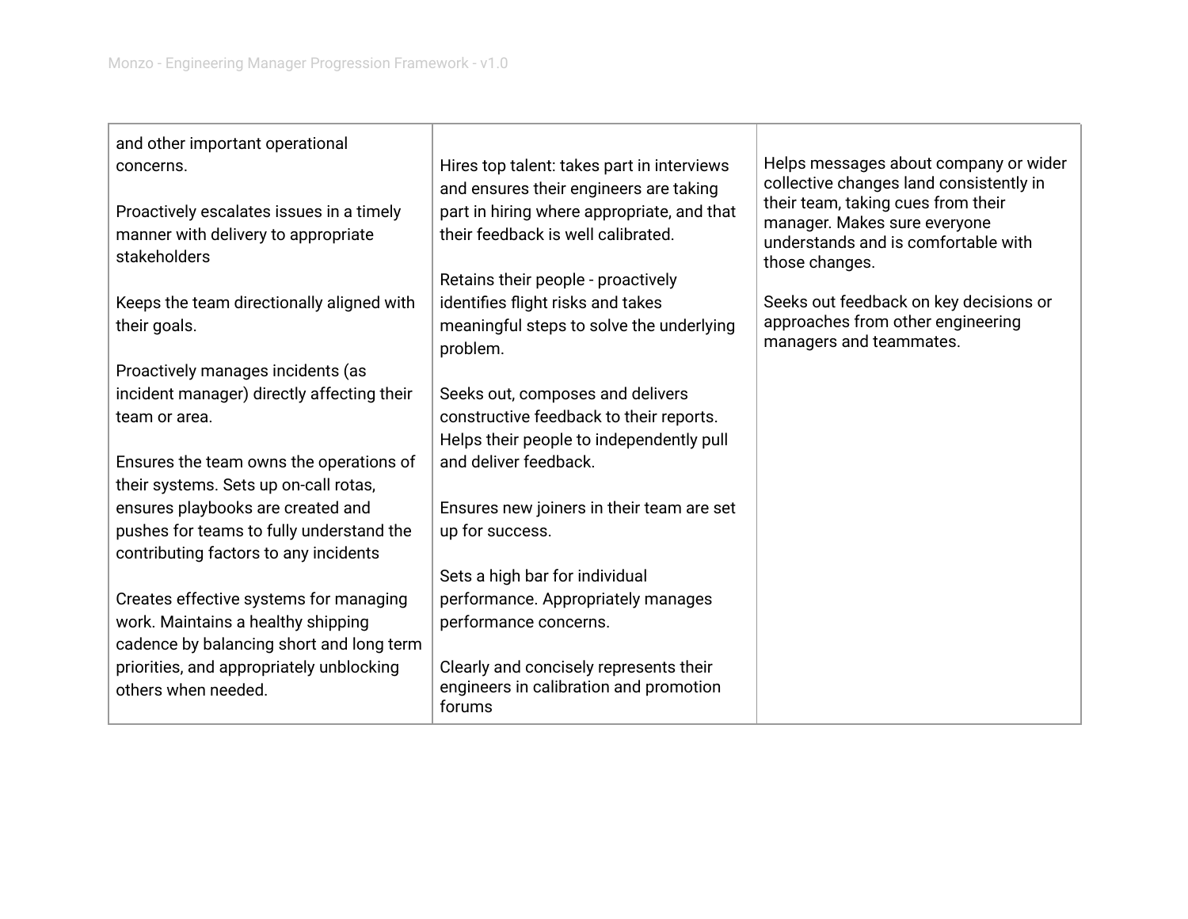| | | |
|---|---|---|
| and other important operational concerns.<br><br>Proactively escalates issues in a timely manner with delivery to appropriate stakeholders<br><br>Keeps the team directionally aligned with their goals.<br><br>Proactively manages incidents (as incident manager) directly affecting their team or area.<br><br>Ensures the team owns the operations of their systems. Sets up on-call rotas, ensures playbooks are created and pushes for teams to fully understand the contributing factors to any incidents<br><br>Creates effective systems for managing work. Maintains a healthy shipping cadence by balancing short and long term priorities, and appropriately unblocking others when needed. | Hires top talent: takes part in interviews and ensures their engineers are taking part in hiring where appropriate, and that their feedback is well calibrated.<br><br>Retains their people - proactively identifies flight risks and takes meaningful steps to solve the underlying problem.<br><br>Seeks out, composes and delivers constructive feedback to their reports. Helps their people to independently pull and deliver feedback.<br><br>Ensures new joiners in their team are set up for success.<br><br>Sets a high bar for individual performance. Appropriately manages performance concerns.<br><br>Clearly and concisely represents their engineers in calibration and promotion forums | Helps messages about company or wider collective changes land consistently in their team, taking cues from their manager. Makes sure everyone understands and is comfortable with those changes.<br><br>Seeks out feedback on key decisions or approaches from other engineering managers and teammates. |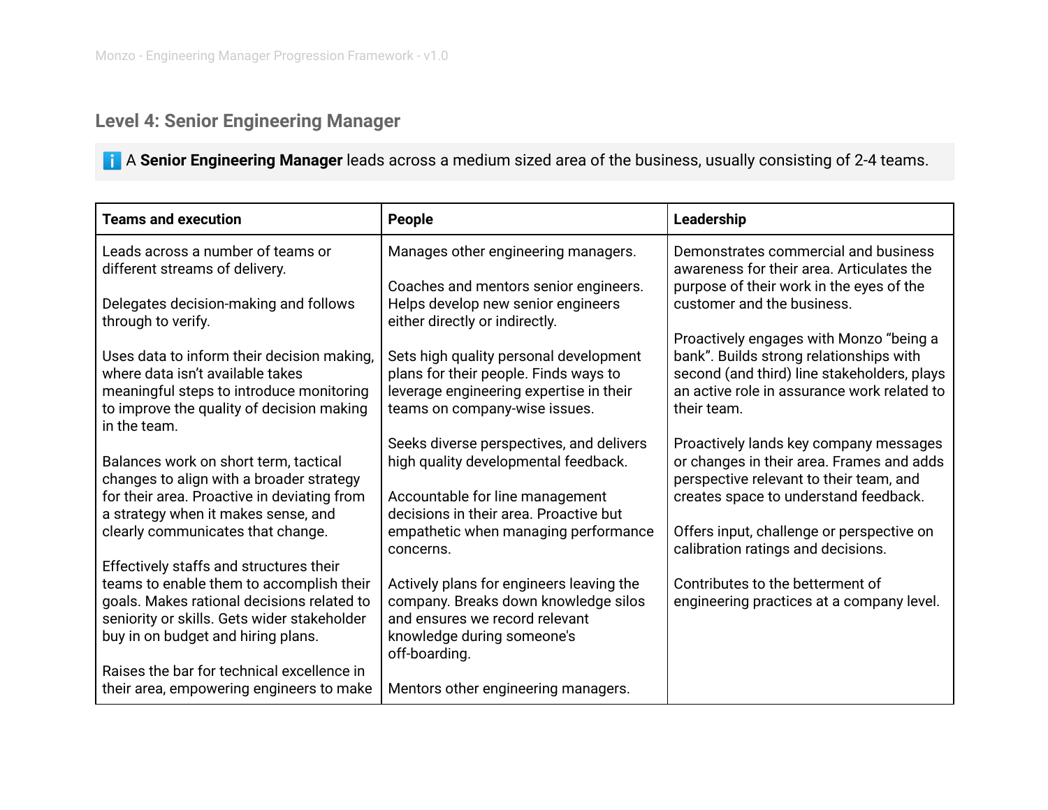## Level 4: Senior Engineering Manager

ℹ️ A **Senior Engineering Manager** leads across a medium sized area of the business, usually consisting of 2-4 teams.

| Teams and execution | People | Leadership |
|---|---|---|
| Leads across a number of teams or different streams of delivery.<br><br>Delegates decision-making and follows through to verify.<br><br>Uses data to inform their decision making, where data isn't available takes meaningful steps to introduce monitoring to improve the quality of decision making in the team.<br><br>Balances work on short term, tactical changes to align with a broader strategy for their area. Proactive in deviating from a strategy when it makes sense, and clearly communicates that change.<br><br>Effectively staffs and structures their teams to enable them to accomplish their goals. Makes rational decisions related to seniority or skills. Gets wider stakeholder buy in on budget and hiring plans.<br><br>Raises the bar for technical excellence in their area, empowering engineers to make | Manages other engineering managers.<br><br>Coaches and mentors senior engineers. Helps develop new senior engineers either directly or indirectly.<br><br>Sets high quality personal development plans for their people. Finds ways to leverage engineering expertise in their teams on company-wise issues.<br><br>Seeks diverse perspectives, and delivers high quality developmental feedback.<br><br>Accountable for line management decisions in their area. Proactive but empathetic when managing performance concerns.<br><br>Actively plans for engineers leaving the company. Breaks down knowledge silos and ensures we record relevant knowledge during someone's off-boarding.<br><br>Mentors other engineering managers. | Demonstrates commercial and business awareness for their area. Articulates the purpose of their work in the eyes of the customer and the business.<br><br>Proactively engages with Monzo "being a bank". Builds strong relationships with second (and third) line stakeholders, plays an active role in assurance work related to their team.<br><br>Proactively lands key company messages or changes in their area. Frames and adds perspective relevant to their team, and creates space to understand feedback.<br><br>Offers input, challenge or perspective on calibration ratings and decisions.<br><br>Contributes to the betterment of engineering practices at a company level. |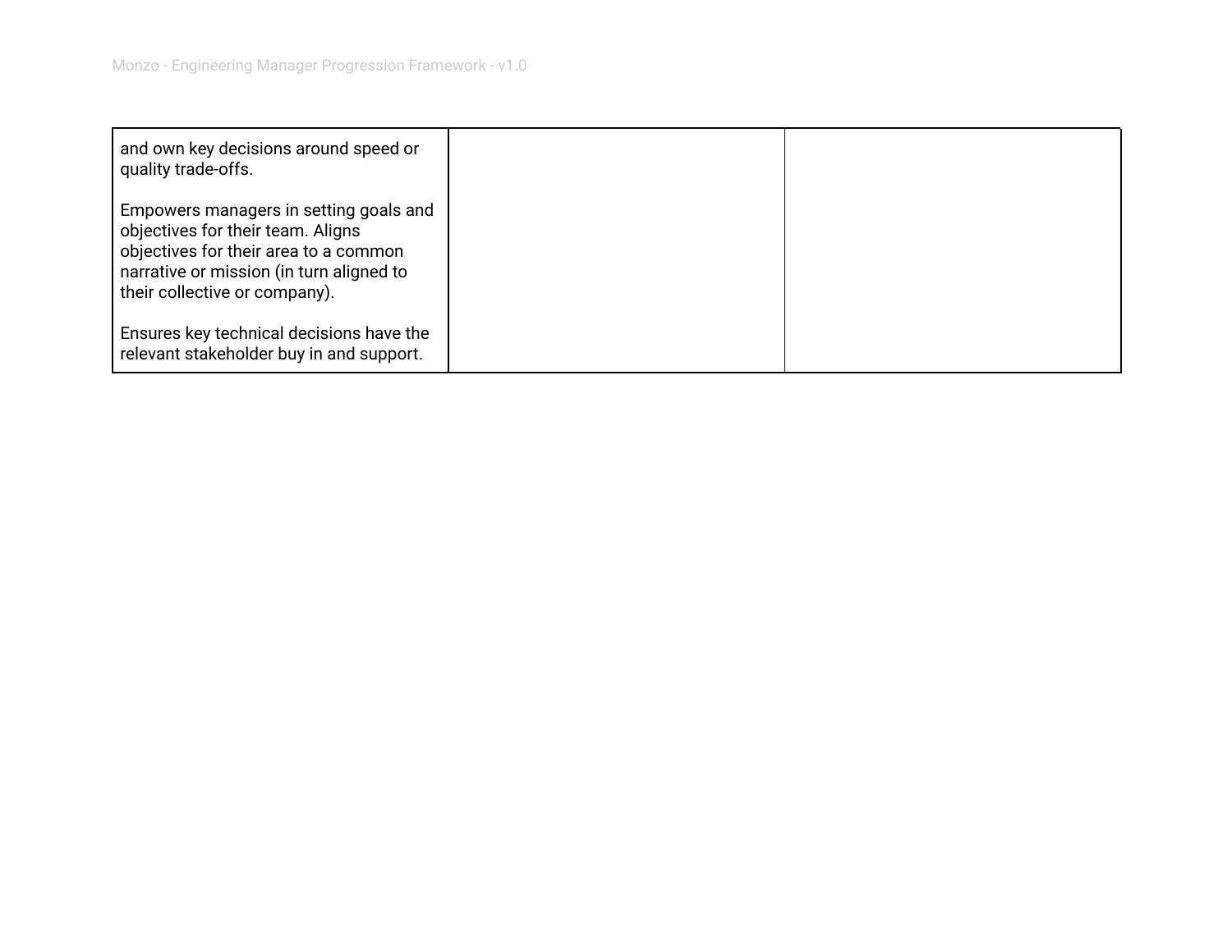| | | |
|---|---|---|
| and own key decisions around speed or quality trade-offs.<br><br>Empowers managers in setting goals and objectives for their team. Aligns objectives for their area to a common narrative or mission (in turn aligned to their collective or company).<br><br>Ensures key technical decisions have the relevant stakeholder buy in and support. | | |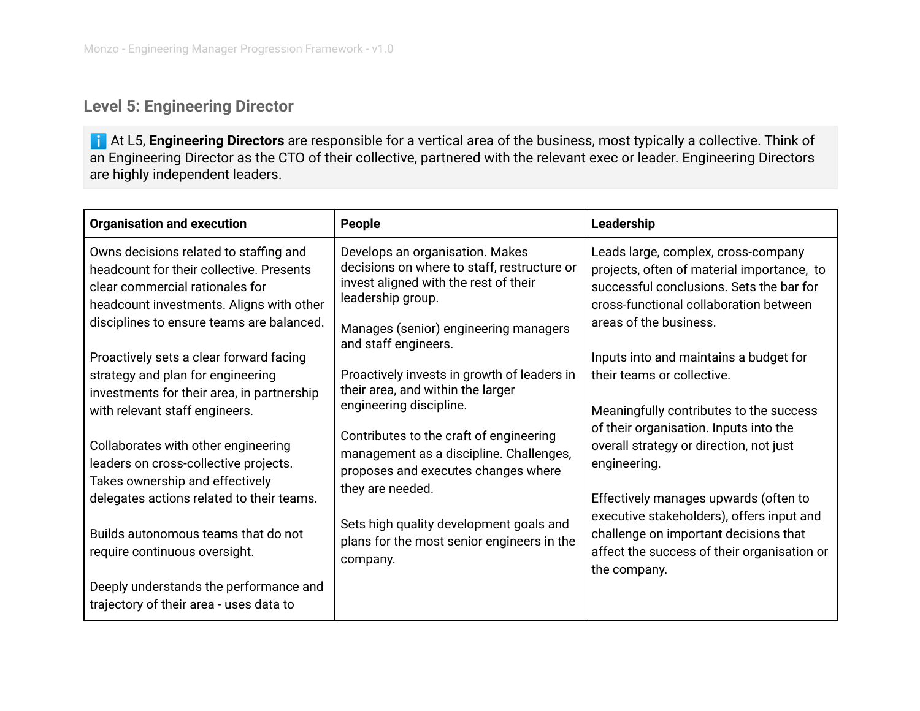## Level 5: Engineering Director

ℹ️ At L5, **Engineering Directors** are responsible for a vertical area of the business, most typically a collective. Think of an Engineering Director as the CTO of their collective, partnered with the relevant exec or leader. Engineering Directors are highly independent leaders.

| Organisation and execution | People | Leadership |
|---|---|---|
| Owns decisions related to staffing and headcount for their collective. Presents clear commercial rationales for headcount investments. Aligns with other disciplines to ensure teams are balanced.<br><br>Proactively sets a clear forward facing strategy and plan for engineering investments for their area, in partnership with relevant staff engineers.<br><br>Collaborates with other engineering leaders on cross-collective projects. Takes ownership and effectively delegates actions related to their teams.<br><br>Builds autonomous teams that do not require continuous oversight.<br><br>Deeply understands the performance and trajectory of their area - uses data to | Develops an organisation. Makes decisions on where to staff, restructure or invest aligned with the rest of their leadership group.<br><br>Manages (senior) engineering managers and staff engineers.<br><br>Proactively invests in growth of leaders in their area, and within the larger engineering discipline.<br><br>Contributes to the craft of engineering management as a discipline. Challenges, proposes and executes changes where they are needed.<br><br>Sets high quality development goals and plans for the most senior engineers in the company. | Leads large, complex, cross-company projects, often of material importance, to successful conclusions. Sets the bar for cross-functional collaboration between areas of the business.<br><br>Inputs into and maintains a budget for their teams or collective.<br><br>Meaningfully contributes to the success of their organisation. Inputs into the overall strategy or direction, not just engineering.<br><br>Effectively manages upwards (often to executive stakeholders), offers input and challenge on important decisions that affect the success of their organisation or the company. |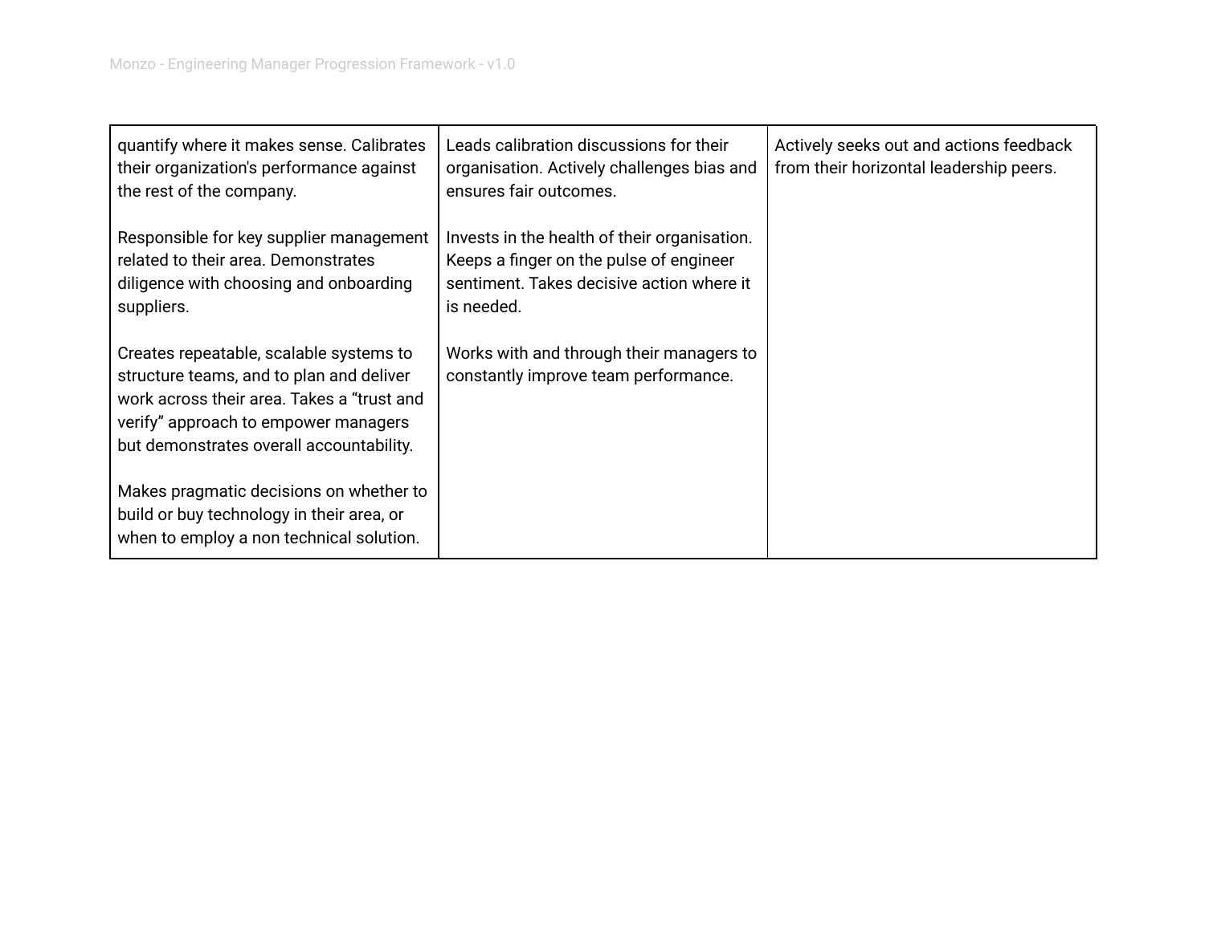| | | |
|---|---|---|
| quantify where it makes sense. Calibrates their organization's performance against the rest of the company.<br><br>Responsible for key supplier management related to their area. Demonstrates diligence with choosing and onboarding suppliers.<br><br>Creates repeatable, scalable systems to structure teams, and to plan and deliver work across their area. Takes a “trust and verify” approach to empower managers but demonstrates overall accountability.<br><br>Makes pragmatic decisions on whether to build or buy technology in their area, or when to employ a non technical solution. | Leads calibration discussions for their organisation. Actively challenges bias and ensures fair outcomes.<br><br>Invests in the health of their organisation. Keeps a finger on the pulse of engineer sentiment. Takes decisive action where it is needed.<br><br>Works with and through their managers to constantly improve team performance. | Actively seeks out and actions feedback from their horizontal leadership peers. |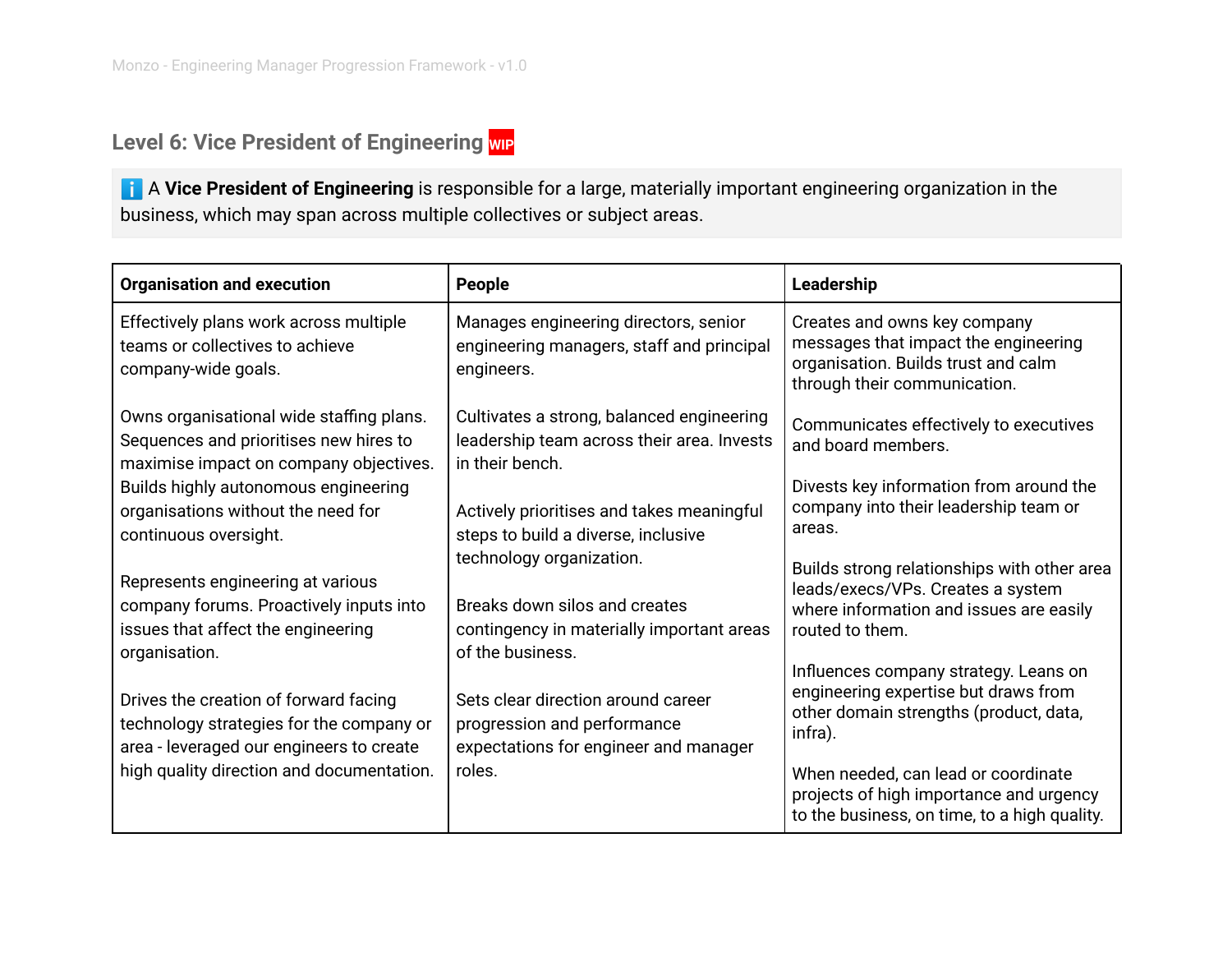## Level 6: Vice President of Engineering WIP

ℹ️ A **Vice President of Engineering** is responsible for a large, materially important engineering organization in the business, which may span across multiple collectives or subject areas.

| Organisation and execution | People | Leadership |
|---|---|---|
| Effectively plans work across multiple teams or collectives to achieve company-wide goals.<br><br>Owns organisational wide staffing plans. Sequences and prioritises new hires to maximise impact on company objectives. Builds highly autonomous engineering organisations without the need for continuous oversight.<br><br>Represents engineering at various company forums. Proactively inputs into issues that affect the engineering organisation.<br><br>Drives the creation of forward facing technology strategies for the company or area - leveraged our engineers to create high quality direction and documentation. | Manages engineering directors, senior engineering managers, staff and principal engineers.<br><br>Cultivates a strong, balanced engineering leadership team across their area. Invests in their bench.<br><br>Actively prioritises and takes meaningful steps to build a diverse, inclusive technology organization.<br><br>Breaks down silos and creates contingency in materially important areas of the business.<br><br>Sets clear direction around career progression and performance expectations for engineer and manager roles. | Creates and owns key company messages that impact the engineering organisation. Builds trust and calm through their communication.<br><br>Communicates effectively to executives and board members.<br><br>Divests key information from around the company into their leadership team or areas.<br><br>Builds strong relationships with other area leads/execs/VPs. Creates a system where information and issues are easily routed to them.<br><br>Influences company strategy. Leans on engineering expertise but draws from other domain strengths (product, data, infra).<br><br>When needed, can lead or coordinate projects of high importance and urgency to the business, on time, to a high quality. |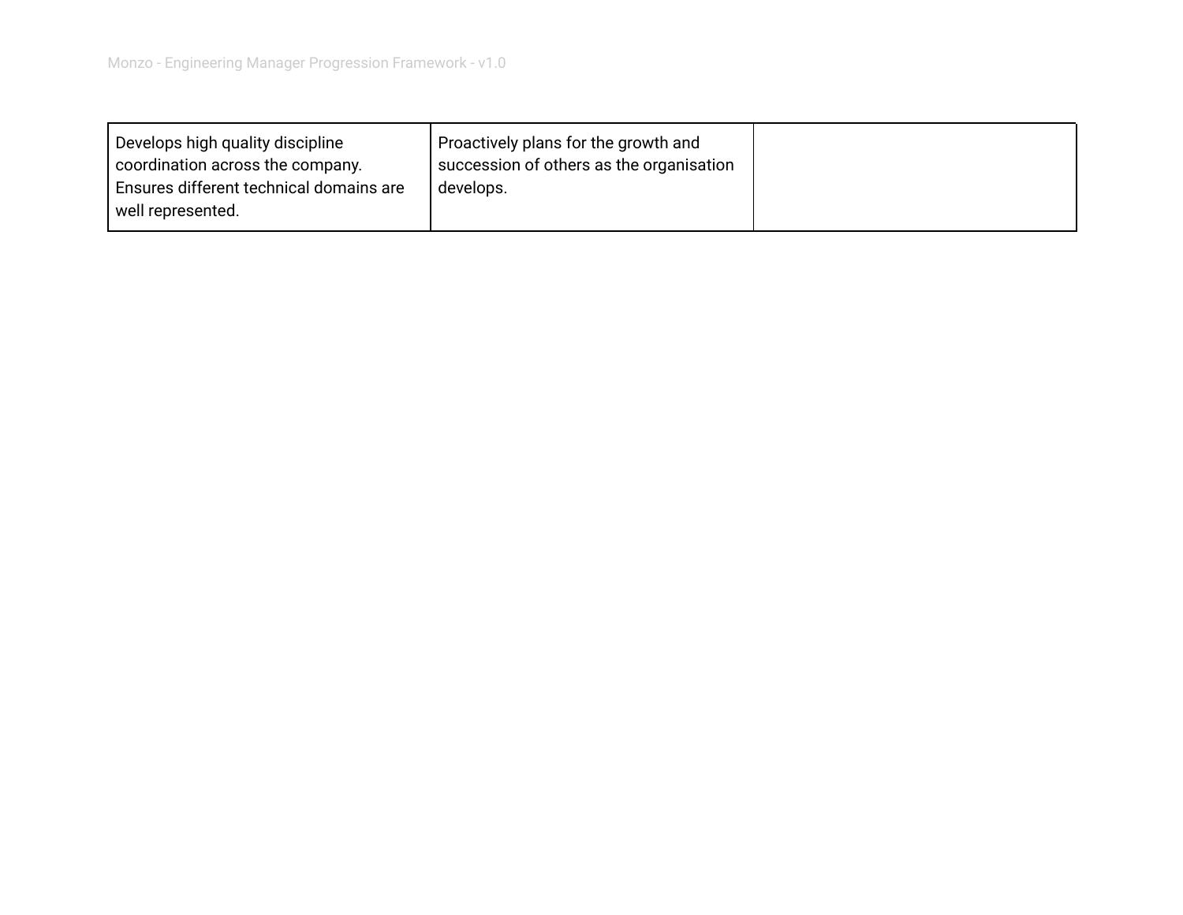| | | |
|---|---|---|
| Develops high quality discipline coordination across the company. Ensures different technical domains are well represented. | Proactively plans for the growth and succession of others as the organisation develops. | |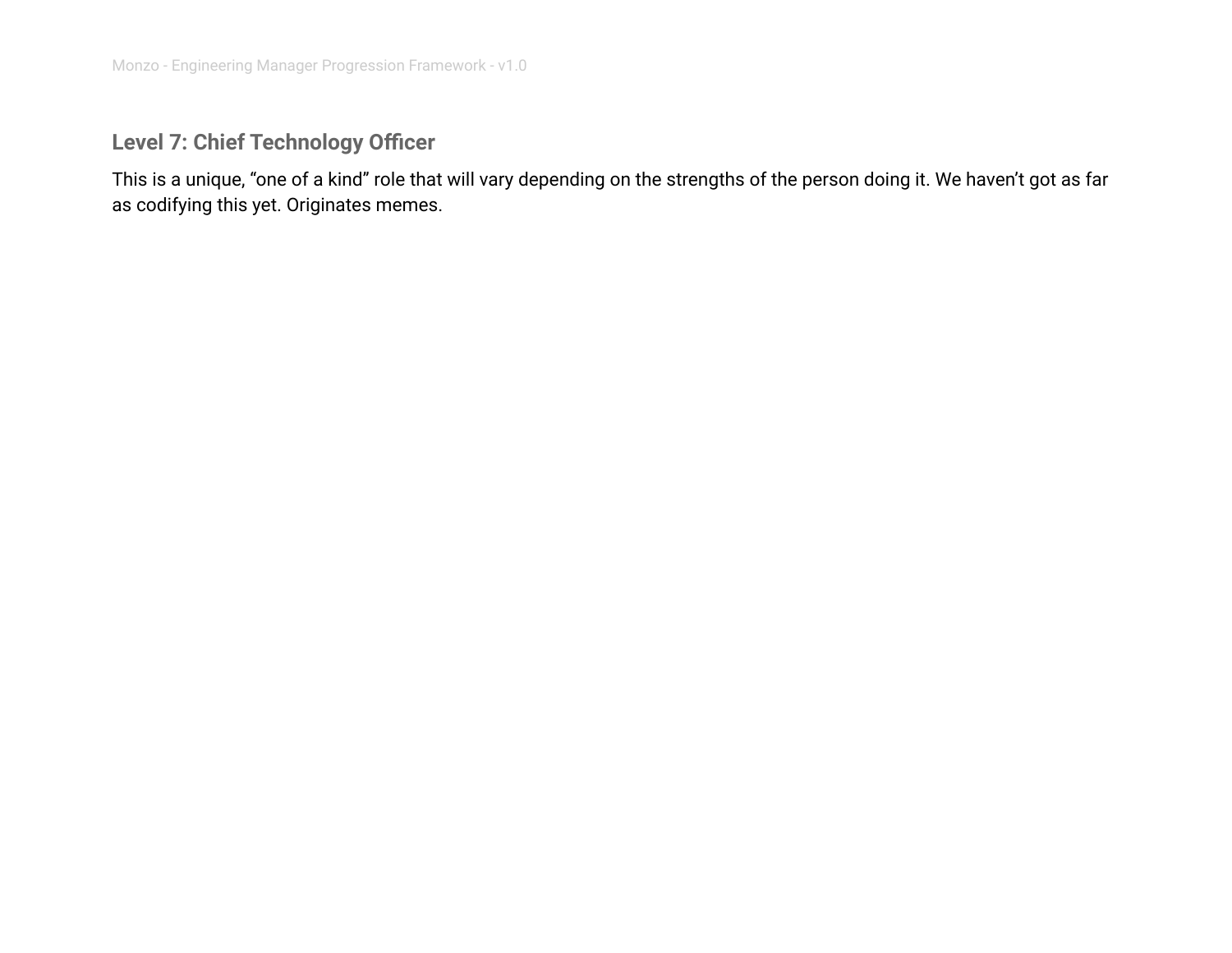### Level 7: Chief Technology Officer

This is a unique, “one of a kind” role that will vary depending on the strengths of the person doing it. We haven’t got as far as codifying this yet. Originates memes.